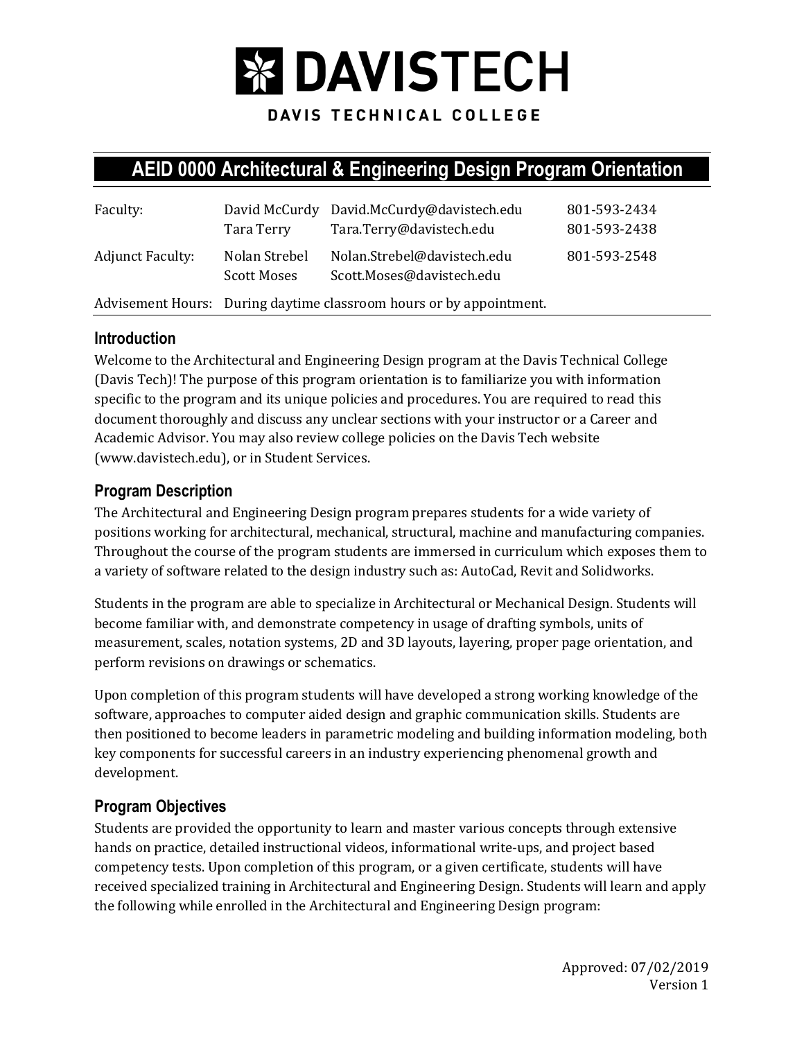# DAVISTECH

DAVIS TECHNICAL COLLEGE

## AEID 0000 Architectural & Engineering Design Program Orientation

| | | | |
|---|---|---|---|
| Faculty: | David McCurdy | David.McCurdy@davistech.edu | 801-593-2434 |
| | Tara Terry | Tara.Terry@davistech.edu | 801-593-2438 |
| Adjunct Faculty: | Nolan Strebel | Nolan.Strebel@davistech.edu | 801-593-2548 |
| | Scott Moses | Scott.Moses@davistech.edu | |

Advisement Hours: During daytime classroom hours or by appointment.

### Introduction

Welcome to the Architectural and Engineering Design program at the Davis Technical College (Davis Tech)! The purpose of this program orientation is to familiarize you with information specific to the program and its unique policies and procedures. You are required to read this document thoroughly and discuss any unclear sections with your instructor or a Career and Academic Advisor. You may also review college policies on the Davis Tech website (www.davistech.edu), or in Student Services.

### Program Description

The Architectural and Engineering Design program prepares students for a wide variety of positions working for architectural, mechanical, structural, machine and manufacturing companies. Throughout the course of the program students are immersed in curriculum which exposes them to a variety of software related to the design industry such as: AutoCad, Revit and Solidworks.

Students in the program are able to specialize in Architectural or Mechanical Design. Students will become familiar with, and demonstrate competency in usage of drafting symbols, units of measurement, scales, notation systems, 2D and 3D layouts, layering, proper page orientation, and perform revisions on drawings or schematics.

Upon completion of this program students will have developed a strong working knowledge of the software, approaches to computer aided design and graphic communication skills. Students are then positioned to become leaders in parametric modeling and building information modeling, both key components for successful careers in an industry experiencing phenomenal growth and development.

### Program Objectives

Students are provided the opportunity to learn and master various concepts through extensive hands on practice, detailed instructional videos, informational write-ups, and project based competency tests. Upon completion of this program, or a given certificate, students will have received specialized training in Architectural and Engineering Design. Students will learn and apply the following while enrolled in the Architectural and Engineering Design program:

Approved: 07/02/2019
Version 1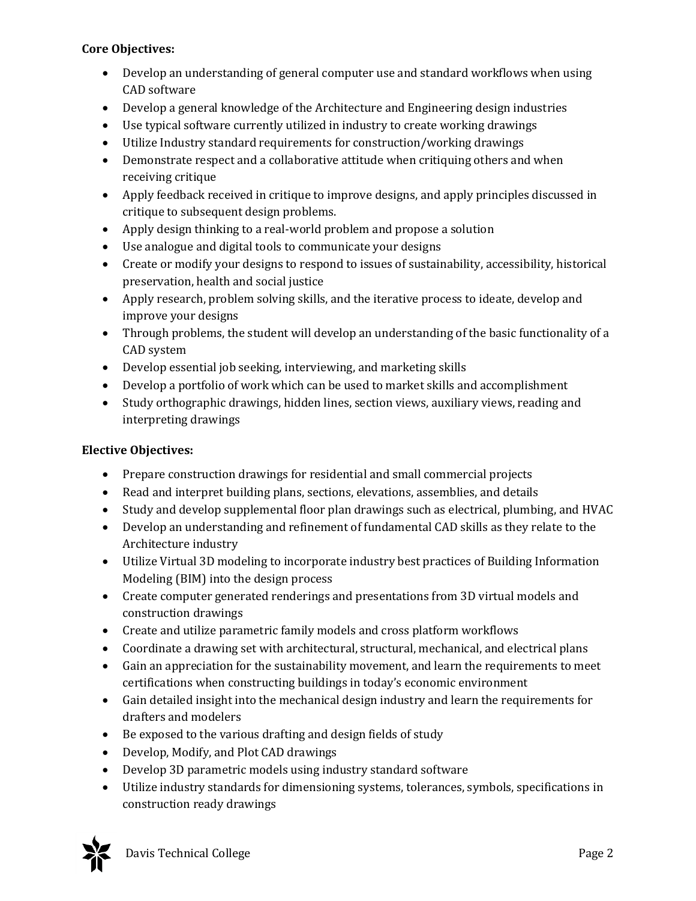**Core Objectives:**

- Develop an understanding of general computer use and standard workflows when using CAD software
- Develop a general knowledge of the Architecture and Engineering design industries
- Use typical software currently utilized in industry to create working drawings
- Utilize Industry standard requirements for construction/working drawings
- Demonstrate respect and a collaborative attitude when critiquing others and when receiving critique
- Apply feedback received in critique to improve designs, and apply principles discussed in critique to subsequent design problems.
- Apply design thinking to a real-world problem and propose a solution
- Use analogue and digital tools to communicate your designs
- Create or modify your designs to respond to issues of sustainability, accessibility, historical preservation, health and social justice
- Apply research, problem solving skills, and the iterative process to ideate, develop and improve your designs
- Through problems, the student will develop an understanding of the basic functionality of a CAD system
- Develop essential job seeking, interviewing, and marketing skills
- Develop a portfolio of work which can be used to market skills and accomplishment
- Study orthographic drawings, hidden lines, section views, auxiliary views, reading and interpreting drawings

**Elective Objectives:**

- Prepare construction drawings for residential and small commercial projects
- Read and interpret building plans, sections, elevations, assemblies, and details
- Study and develop supplemental floor plan drawings such as electrical, plumbing, and HVAC
- Develop an understanding and refinement of fundamental CAD skills as they relate to the Architecture industry
- Utilize Virtual 3D modeling to incorporate industry best practices of Building Information Modeling (BIM) into the design process
- Create computer generated renderings and presentations from 3D virtual models and construction drawings
- Create and utilize parametric family models and cross platform workflows
- Coordinate a drawing set with architectural, structural, mechanical, and electrical plans
- Gain an appreciation for the sustainability movement, and learn the requirements to meet certifications when constructing buildings in today's economic environment
- Gain detailed insight into the mechanical design industry and learn the requirements for drafters and modelers
- Be exposed to the various drafting and design fields of study
- Develop, Modify, and Plot CAD drawings
- Develop 3D parametric models using industry standard software
- Utilize industry standards for dimensioning systems, tolerances, symbols, specifications in construction ready drawings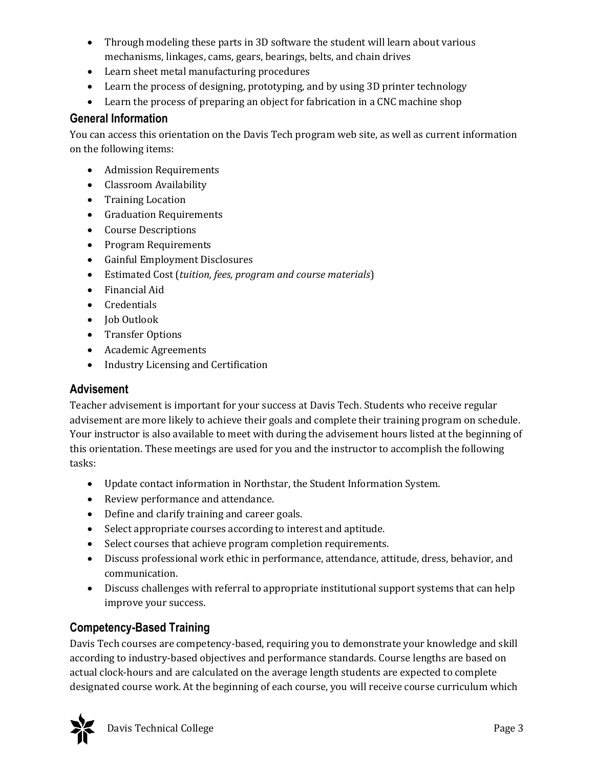- Through modeling these parts in 3D software the student will learn about various mechanisms, linkages, cams, gears, bearings, belts, and chain drives
- Learn sheet metal manufacturing procedures
- Learn the process of designing, prototyping, and by using 3D printer technology
- Learn the process of preparing an object for fabrication in a CNC machine shop

## General Information

You can access this orientation on the Davis Tech program web site, as well as current information on the following items:

- Admission Requirements
- Classroom Availability
- Training Location
- Graduation Requirements
- Course Descriptions
- Program Requirements
- Gainful Employment Disclosures
- Estimated Cost (*tuition, fees, program and course materials*)
- Financial Aid
- Credentials
- Job Outlook
- Transfer Options
- Academic Agreements
- Industry Licensing and Certification

## Advisement

Teacher advisement is important for your success at Davis Tech. Students who receive regular advisement are more likely to achieve their goals and complete their training program on schedule. Your instructor is also available to meet with during the advisement hours listed at the beginning of this orientation. These meetings are used for you and the instructor to accomplish the following tasks:

- Update contact information in Northstar, the Student Information System.
- Review performance and attendance.
- Define and clarify training and career goals.
- Select appropriate courses according to interest and aptitude.
- Select courses that achieve program completion requirements.
- Discuss professional work ethic in performance, attendance, attitude, dress, behavior, and communication.
- Discuss challenges with referral to appropriate institutional support systems that can help improve your success.

## Competency-Based Training

Davis Tech courses are competency-based, requiring you to demonstrate your knowledge and skill according to industry-based objectives and performance standards. Course lengths are based on actual clock-hours and are calculated on the average length students are expected to complete designated course work. At the beginning of each course, you will receive course curriculum which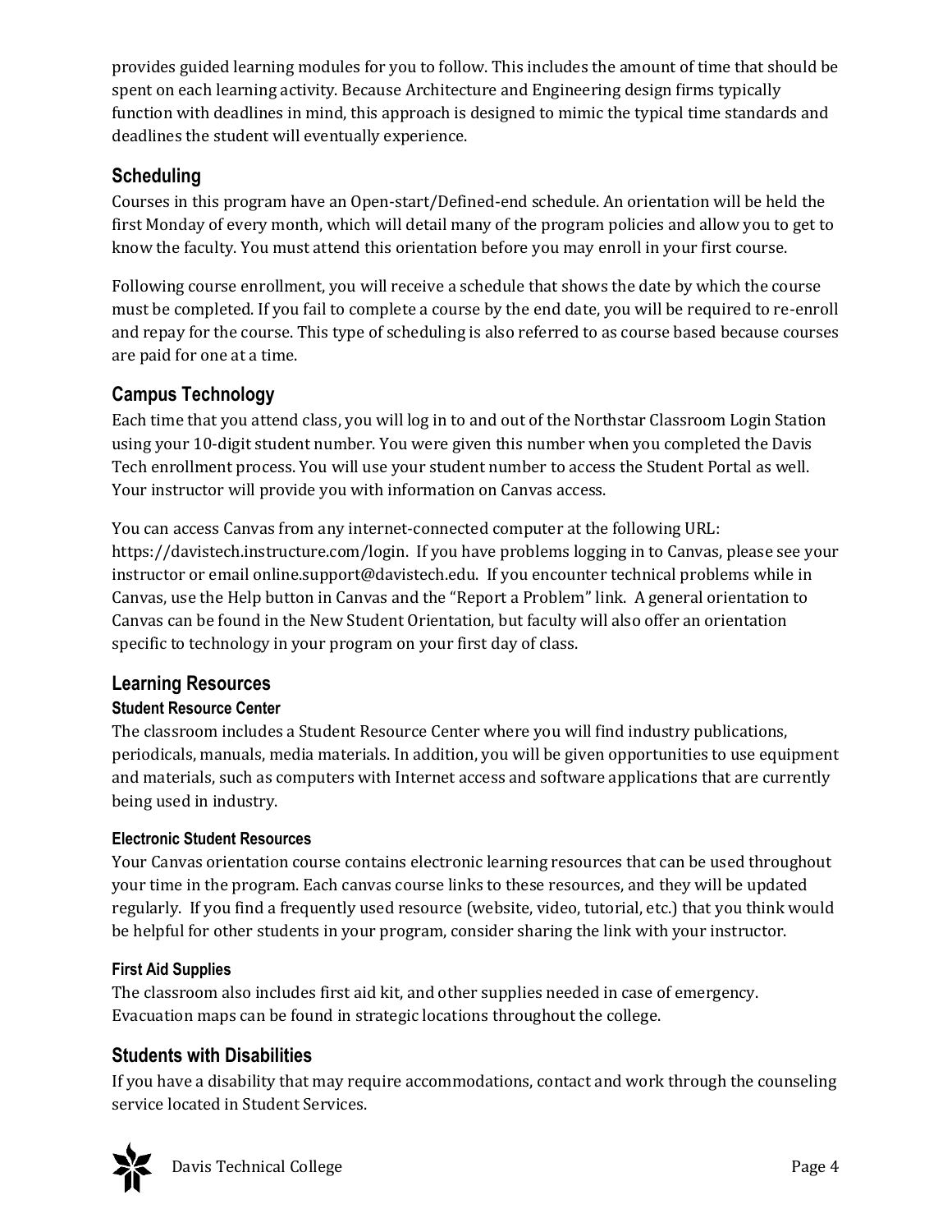provides guided learning modules for you to follow. This includes the amount of time that should be spent on each learning activity. Because Architecture and Engineering design firms typically function with deadlines in mind, this approach is designed to mimic the typical time standards and deadlines the student will eventually experience.

## Scheduling

Courses in this program have an Open-start/Defined-end schedule. An orientation will be held the first Monday of every month, which will detail many of the program policies and allow you to get to know the faculty. You must attend this orientation before you may enroll in your first course.

Following course enrollment, you will receive a schedule that shows the date by which the course must be completed. If you fail to complete a course by the end date, you will be required to re-enroll and repay for the course. This type of scheduling is also referred to as course based because courses are paid for one at a time.

## Campus Technology

Each time that you attend class, you will log in to and out of the Northstar Classroom Login Station using your 10-digit student number. You were given this number when you completed the Davis Tech enrollment process. You will use your student number to access the Student Portal as well. Your instructor will provide you with information on Canvas access.

You can access Canvas from any internet-connected computer at the following URL: https://davistech.instructure.com/login. If you have problems logging in to Canvas, please see your instructor or email online.support@davistech.edu. If you encounter technical problems while in Canvas, use the Help button in Canvas and the "Report a Problem" link. A general orientation to Canvas can be found in the New Student Orientation, but faculty will also offer an orientation specific to technology in your program on your first day of class.

## Learning Resources

### Student Resource Center

The classroom includes a Student Resource Center where you will find industry publications, periodicals, manuals, media materials. In addition, you will be given opportunities to use equipment and materials, such as computers with Internet access and software applications that are currently being used in industry.

### Electronic Student Resources

Your Canvas orientation course contains electronic learning resources that can be used throughout your time in the program. Each canvas course links to these resources, and they will be updated regularly. If you find a frequently used resource (website, video, tutorial, etc.) that you think would be helpful for other students in your program, consider sharing the link with your instructor.

### First Aid Supplies

The classroom also includes first aid kit, and other supplies needed in case of emergency. Evacuation maps can be found in strategic locations throughout the college.

## Students with Disabilities

If you have a disability that may require accommodations, contact and work through the counseling service located in Student Services.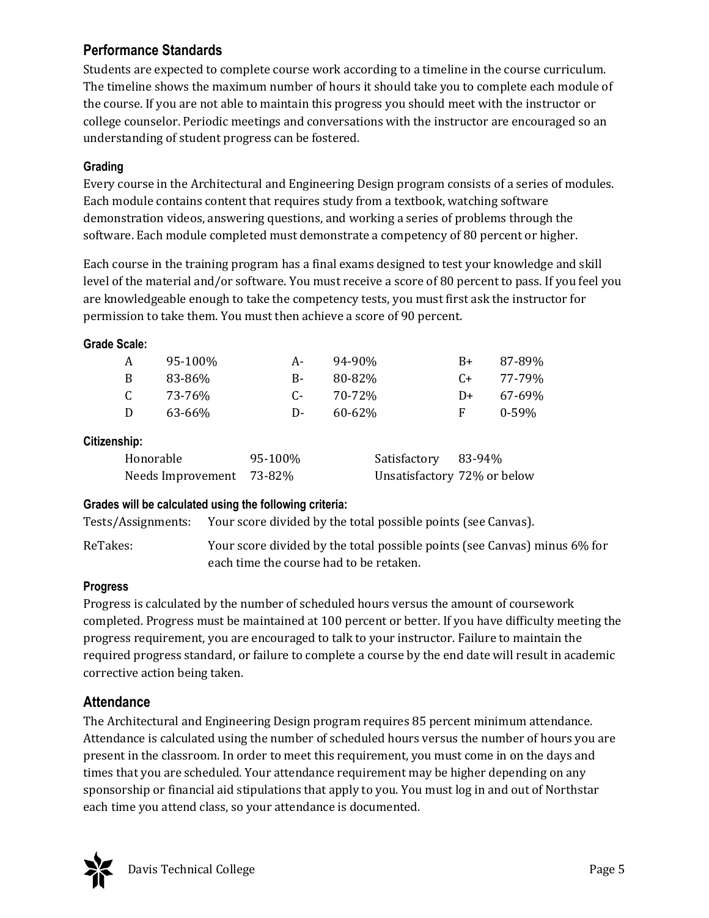## Performance Standards

Students are expected to complete course work according to a timeline in the course curriculum. The timeline shows the maximum number of hours it should take you to complete each module of the course. If you are not able to maintain this progress you should meet with the instructor or college counselor. Periodic meetings and conversations with the instructor are encouraged so an understanding of student progress can be fostered.

### Grading

Every course in the Architectural and Engineering Design program consists of a series of modules. Each module contains content that requires study from a textbook, watching software demonstration videos, answering questions, and working a series of problems through the software. Each module completed must demonstrate a competency of 80 percent or higher.

Each course in the training program has a final exams designed to test your knowledge and skill level of the material and/or software. You must receive a score of 80 percent to pass. If you feel you are knowledgeable enough to take the competency tests, you must first ask the instructor for permission to take them. You must then achieve a score of 90 percent.

#### Grade Scale:

| | | | | | |
|---|---|---|---|---|---|
| A | 95-100% | A- | 94-90% | B+ | 87-89% |
| B | 83-86% | B- | 80-82% | C+ | 77-79% |
| C | 73-76% | C- | 70-72% | D+ | 67-69% |
| D | 63-66% | D- | 60-62% | F | 0-59% |

#### Citizenship:

| | | | |
|---|---|---|---|
| Honorable | 95-100% | Satisfactory | 83-94% |
| Needs Improvement | 73-82% | Unsatisfactory | 72% or below |

#### Grades will be calculated using the following criteria:

| | |
|---|---|
| Tests/Assignments: | Your score divided by the total possible points (see Canvas). |
| ReTakes: | Your score divided by the total possible points (see Canvas) minus 6% for each time the course had to be retaken. |

### Progress

Progress is calculated by the number of scheduled hours versus the amount of coursework completed. Progress must be maintained at 100 percent or better. If you have difficulty meeting the progress requirement, you are encouraged to talk to your instructor. Failure to maintain the required progress standard, or failure to complete a course by the end date will result in academic corrective action being taken.

## Attendance

The Architectural and Engineering Design program requires 85 percent minimum attendance. Attendance is calculated using the number of scheduled hours versus the number of hours you are present in the classroom. In order to meet this requirement, you must come in on the days and times that you are scheduled. Your attendance requirement may be higher depending on any sponsorship or financial aid stipulations that apply to you. You must log in and out of Northstar each time you attend class, so your attendance is documented.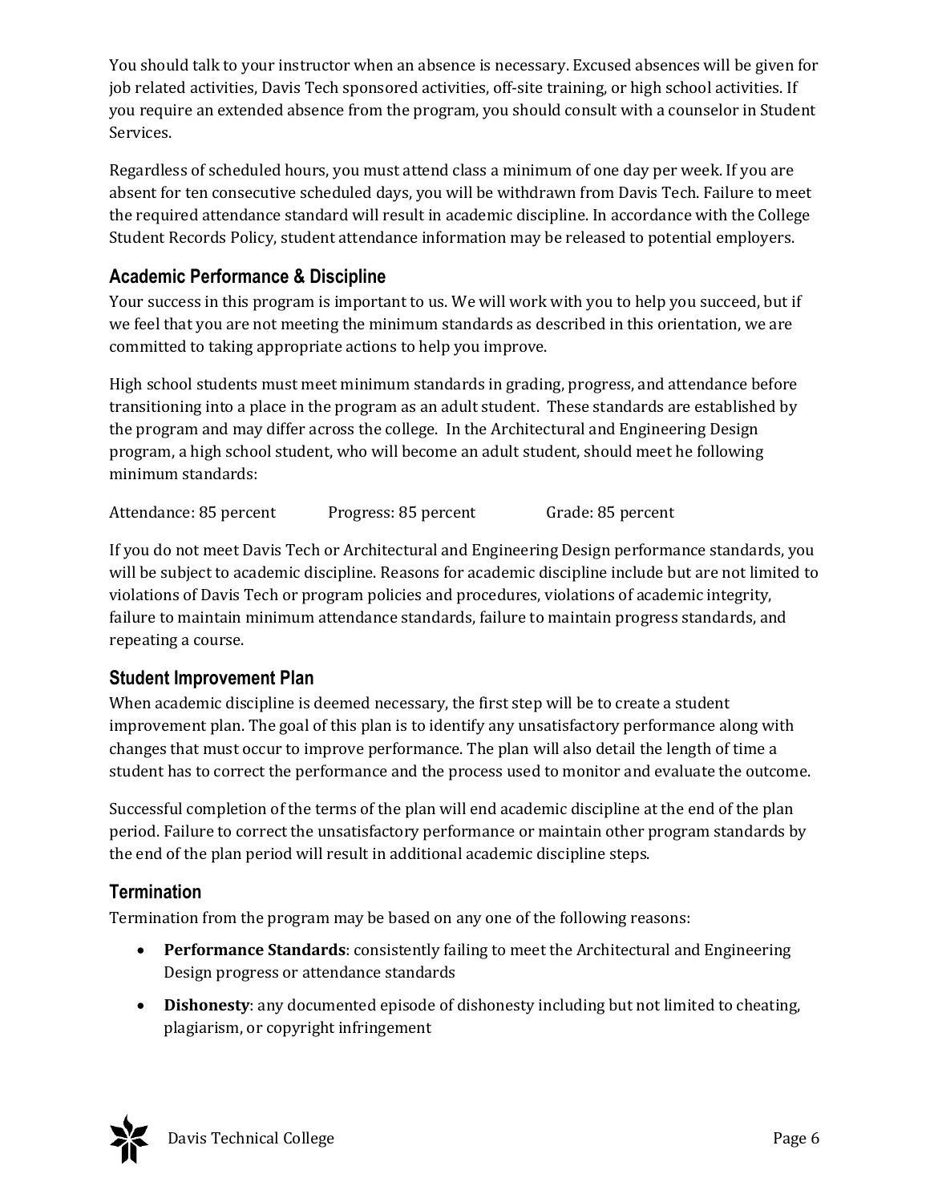You should talk to your instructor when an absence is necessary. Excused absences will be given for job related activities, Davis Tech sponsored activities, off-site training, or high school activities. If you require an extended absence from the program, you should consult with a counselor in Student Services.

Regardless of scheduled hours, you must attend class a minimum of one day per week. If you are absent for ten consecutive scheduled days, you will be withdrawn from Davis Tech. Failure to meet the required attendance standard will result in academic discipline. In accordance with the College Student Records Policy, student attendance information may be released to potential employers.

## Academic Performance & Discipline

Your success in this program is important to us. We will work with you to help you succeed, but if we feel that you are not meeting the minimum standards as described in this orientation, we are committed to taking appropriate actions to help you improve.

High school students must meet minimum standards in grading, progress, and attendance before transitioning into a place in the program as an adult student. These standards are established by the program and may differ across the college. In the Architectural and Engineering Design program, a high school student, who will become an adult student, should meet he following minimum standards:

Attendance: 85 percent  Progress: 85 percent  Grade: 85 percent

If you do not meet Davis Tech or Architectural and Engineering Design performance standards, you will be subject to academic discipline. Reasons for academic discipline include but are not limited to violations of Davis Tech or program policies and procedures, violations of academic integrity, failure to maintain minimum attendance standards, failure to maintain progress standards, and repeating a course.

## Student Improvement Plan

When academic discipline is deemed necessary, the first step will be to create a student improvement plan. The goal of this plan is to identify any unsatisfactory performance along with changes that must occur to improve performance. The plan will also detail the length of time a student has to correct the performance and the process used to monitor and evaluate the outcome.

Successful completion of the terms of the plan will end academic discipline at the end of the plan period. Failure to correct the unsatisfactory performance or maintain other program standards by the end of the plan period will result in additional academic discipline steps.

## Termination

Termination from the program may be based on any one of the following reasons:

- **Performance Standards**: consistently failing to meet the Architectural and Engineering Design progress or attendance standards
- **Dishonesty**: any documented episode of dishonesty including but not limited to cheating, plagiarism, or copyright infringement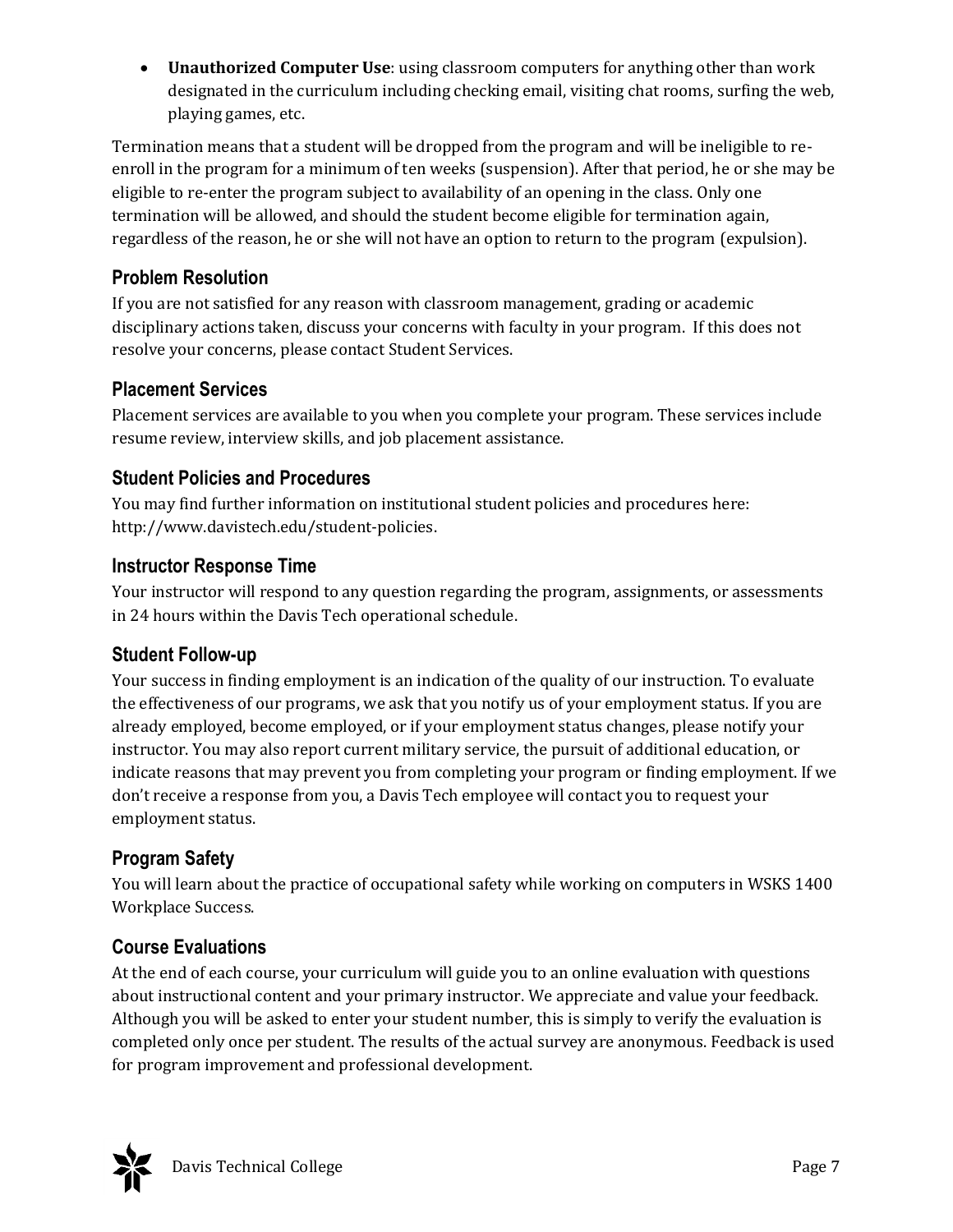- **Unauthorized Computer Use**: using classroom computers for anything other than work designated in the curriculum including checking email, visiting chat rooms, surfing the web, playing games, etc.

Termination means that a student will be dropped from the program and will be ineligible to re-enroll in the program for a minimum of ten weeks (suspension). After that period, he or she may be eligible to re-enter the program subject to availability of an opening in the class. Only one termination will be allowed, and should the student become eligible for termination again, regardless of the reason, he or she will not have an option to return to the program (expulsion).

## Problem Resolution

If you are not satisfied for any reason with classroom management, grading or academic disciplinary actions taken, discuss your concerns with faculty in your program. If this does not resolve your concerns, please contact Student Services.

## Placement Services

Placement services are available to you when you complete your program. These services include resume review, interview skills, and job placement assistance.

## Student Policies and Procedures

You may find further information on institutional student policies and procedures here: http://www.davistech.edu/student-policies.

## Instructor Response Time

Your instructor will respond to any question regarding the program, assignments, or assessments in 24 hours within the Davis Tech operational schedule.

## Student Follow-up

Your success in finding employment is an indication of the quality of our instruction. To evaluate the effectiveness of our programs, we ask that you notify us of your employment status. If you are already employed, become employed, or if your employment status changes, please notify your instructor. You may also report current military service, the pursuit of additional education, or indicate reasons that may prevent you from completing your program or finding employment. If we don't receive a response from you, a Davis Tech employee will contact you to request your employment status.

## Program Safety

You will learn about the practice of occupational safety while working on computers in WSKS 1400 Workplace Success.

## Course Evaluations

At the end of each course, your curriculum will guide you to an online evaluation with questions about instructional content and your primary instructor. We appreciate and value your feedback. Although you will be asked to enter your student number, this is simply to verify the evaluation is completed only once per student. The results of the actual survey are anonymous. Feedback is used for program improvement and professional development.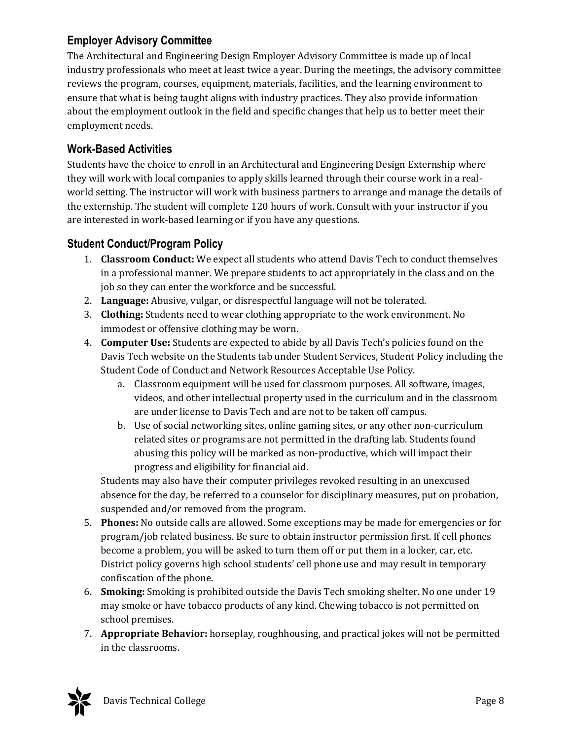## Employer Advisory Committee

The Architectural and Engineering Design Employer Advisory Committee is made up of local industry professionals who meet at least twice a year. During the meetings, the advisory committee reviews the program, courses, equipment, materials, facilities, and the learning environment to ensure that what is being taught aligns with industry practices. They also provide information about the employment outlook in the field and specific changes that help us to better meet their employment needs.

## Work-Based Activities

Students have the choice to enroll in an Architectural and Engineering Design Externship where they will work with local companies to apply skills learned through their course work in a real-world setting. The instructor will work with business partners to arrange and manage the details of the externship. The student will complete 120 hours of work. Consult with your instructor if you are interested in work-based learning or if you have any questions.

## Student Conduct/Program Policy

1. **Classroom Conduct:** We expect all students who attend Davis Tech to conduct themselves in a professional manner. We prepare students to act appropriately in the class and on the job so they can enter the workforce and be successful.
2. **Language:** Abusive, vulgar, or disrespectful language will not be tolerated.
3. **Clothing:** Students need to wear clothing appropriate to the work environment. No immodest or offensive clothing may be worn.
4. **Computer Use:** Students are expected to abide by all Davis Tech's policies found on the Davis Tech website on the Students tab under Student Services, Student Policy including the Student Code of Conduct and Network Resources Acceptable Use Policy.
    a. Classroom equipment will be used for classroom purposes. All software, images, videos, and other intellectual property used in the curriculum and in the classroom are under license to Davis Tech and are not to be taken off campus.
    b. Use of social networking sites, online gaming sites, or any other non-curriculum related sites or programs are not permitted in the drafting lab. Students found abusing this policy will be marked as non-productive, which will impact their progress and eligibility for financial aid.

    Students may also have their computer privileges revoked resulting in an unexcused absence for the day, be referred to a counselor for disciplinary measures, put on probation, suspended and/or removed from the program.
5. **Phones:** No outside calls are allowed. Some exceptions may be made for emergencies or for program/job related business. Be sure to obtain instructor permission first. If cell phones become a problem, you will be asked to turn them off or put them in a locker, car, etc. District policy governs high school students' cell phone use and may result in temporary confiscation of the phone.
6. **Smoking:** Smoking is prohibited outside the Davis Tech smoking shelter. No one under 19 may smoke or have tobacco products of any kind. Chewing tobacco is not permitted on school premises.
7. **Appropriate Behavior:** horseplay, roughhousing, and practical jokes will not be permitted in the classrooms.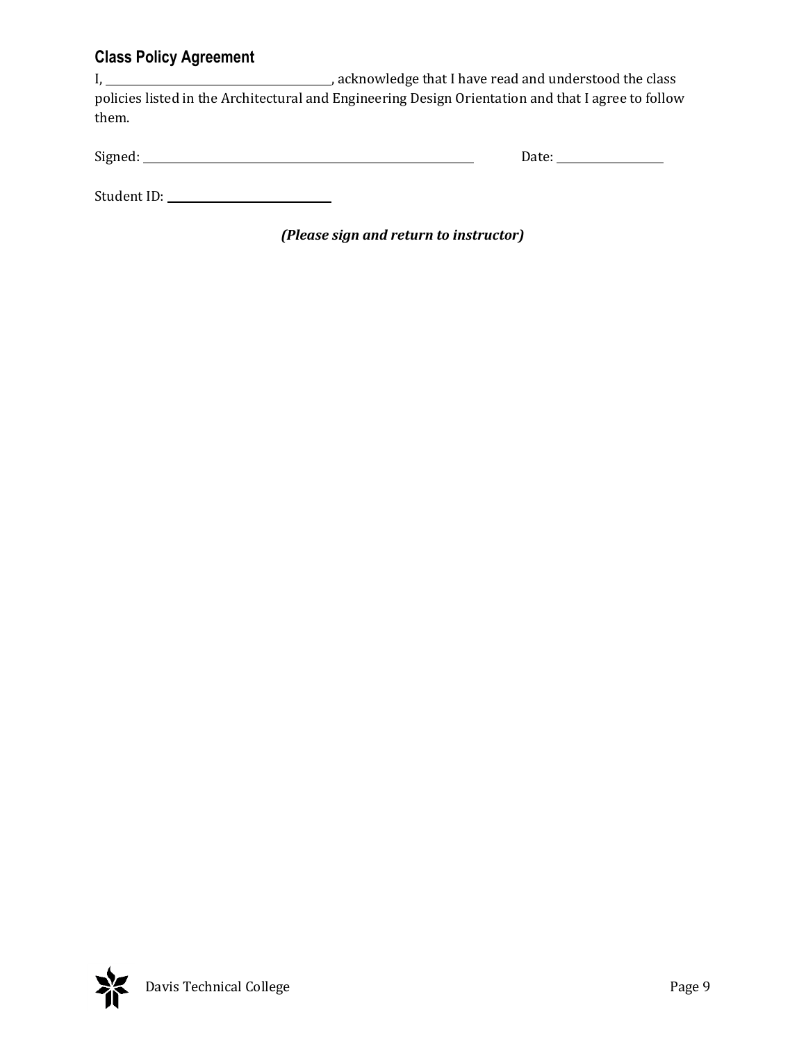### Class Policy Agreement

I, ______________________________, acknowledge that I have read and understood the class policies listed in the Architectural and Engineering Design Orientation and that I agree to follow them.

Signed: ______________________________________________ Date: ______________

Student ID: ______________________

***(Please sign and return to instructor)***